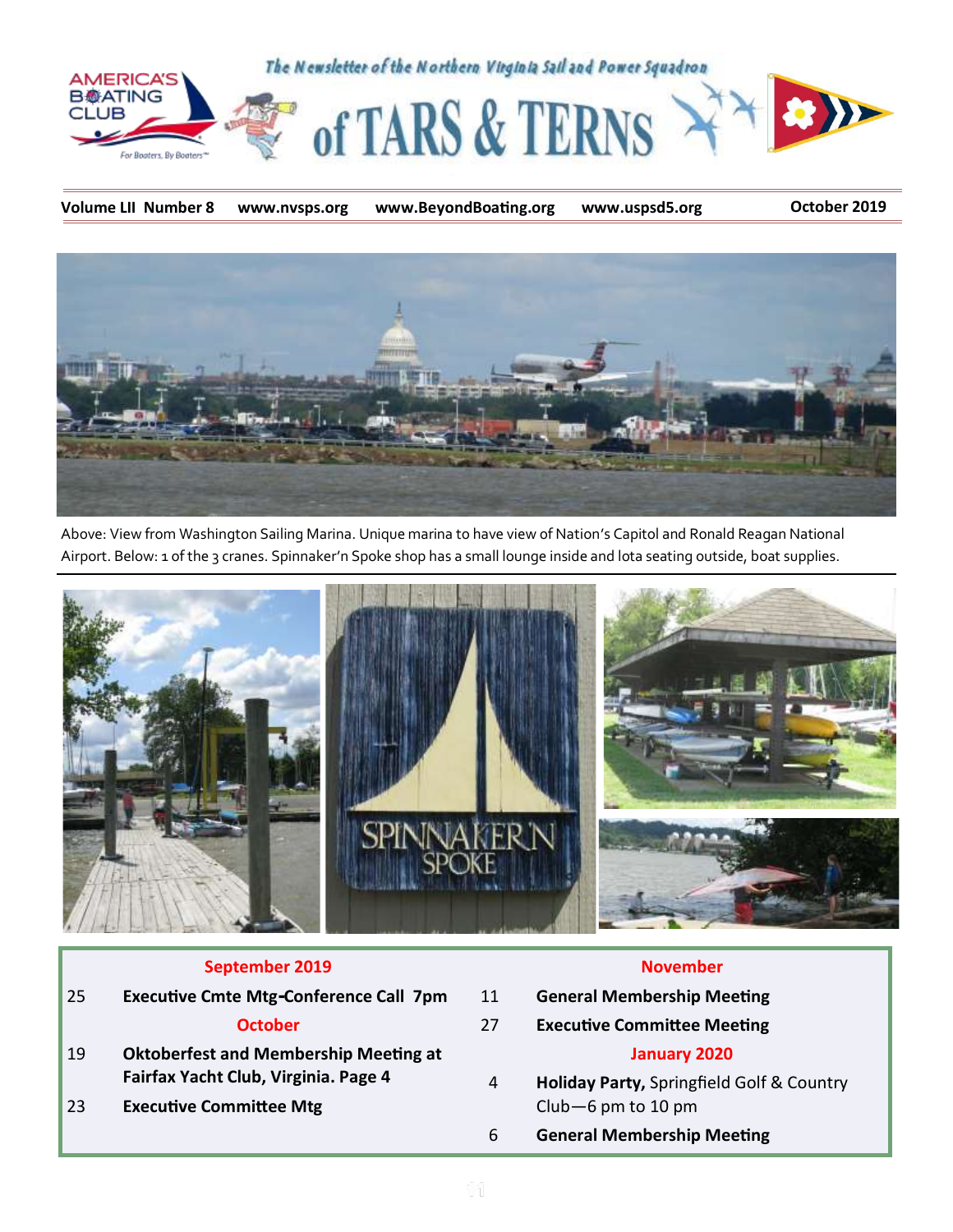# of TARS & TERNS

The Newsletter of the Northern Virginia Sail and Power Squadron

America's Boating Club — For Boaters, By Boaters

**Volume LII Number 8** | **www.nvsps.org** | **www.BeyondBoating.org** | **www.uspsd5.org** | **October 2019**

Above: View from Washington Sailing Marina. Unique marina to have view of Nation's Capitol and Ronald Reagan National Airport. Below: 1 of the 3 cranes. Spinnaker'n Spoke shop has a small lounge inside and lota seating outside, boat supplies.

### September 2019

| | |
|---|---|
| 25 | **Executive Cmte Mtg-Conference Call 7pm** |

### October

| | |
|---|---|
| 19 | **Oktoberfest and Membership Meeting at Fairfax Yacht Club, Virginia. Page 4** |
| 23 | **Executive Committee Mtg** |

### November

| | |
|---|---|
| 11 | **General Membership Meeting** |
| 27 | **Executive Committee Meeting** |

### January 2020

| | |
|---|---|
| 4 | **Holiday Party,** Springfield Golf & Country Club—6 pm to 10 pm |
| 6 | **General Membership Meeting** |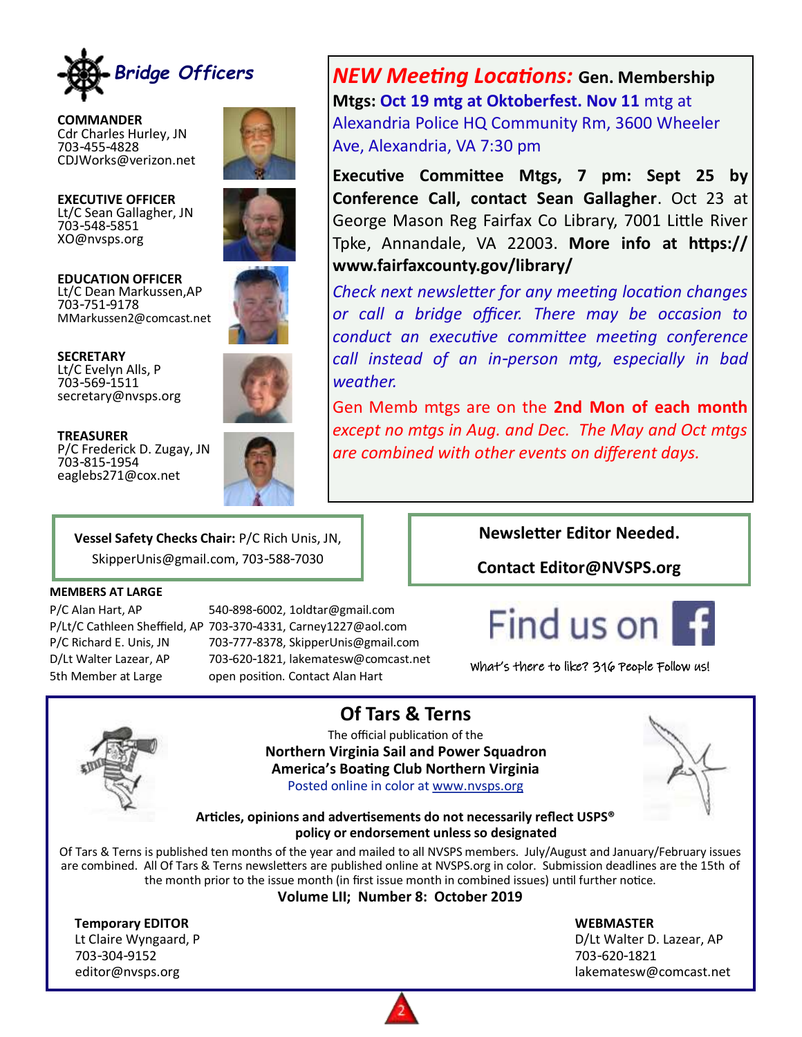## Bridge Officers

**COMMANDER**
Cdr Charles Hurley, JN
703-455-4828
CDJWorks@verizon.net

**EXECUTIVE OFFICER**
Lt/C Sean Gallagher, JN
703-548-5851
XO@nvsps.org

**EDUCATION OFFICER**
Lt/C Dean Markussen,AP
703-751-9178
MMarkussen2@comcast.net

**SECRETARY**
Lt/C Evelyn Alls, P
703-569-1511
secretary@nvsps.org

**TREASURER**
P/C Frederick D. Zugay, JN
703-815-1954
eaglebs271@cox.net

***NEW Meeting Locations:*** **Gen. Membership Mtgs: Oct 19 mtg at Oktoberfest. Nov 11** mtg at Alexandria Police HQ Community Rm, 3600 Wheeler Ave, Alexandria, VA 7:30 pm

**Executive Committee Mtgs, 7 pm: Sept 25 by Conference Call, contact Sean Gallagher**. Oct 23 at George Mason Reg Fairfax Co Library, 7001 Little River Tpke, Annandale, VA 22003. **More info at https://www.fairfaxcounty.gov/library/**

*Check next newsletter for any meeting location changes or call a bridge officer. There may be occasion to conduct an executive committee meeting conference call instead of an in-person mtg, especially in bad weather.*

Gen Memb mtgs are on the **2nd Mon of each month** *except no mtgs in Aug. and Dec. The May and Oct mtgs are combined with other events on different days.*

**Vessel Safety Checks Chair:** P/C Rich Unis, JN, SkipperUnis@gmail.com, 703-588-7030

**Newsletter Editor Needed.**

**Contact Editor@NVSPS.org**

**MEMBERS AT LARGE**

| | |
|---|---|
| P/C Alan Hart, AP | 540-898-6002, 1oldtar@gmail.com |
| P/Lt/C Cathleen Sheffield, AP | 703-370-4331, Carney1227@aol.com |
| P/C Richard E. Unis, JN | 703-777-8378, SkipperUnis@gmail.com |
| D/Lt Walter Lazear, AP | 703-620-1821, lakematesw@comcast.net |
| 5th Member at Large | open position. Contact Alan Hart |

Find us on f

What's there to like? 316 People Follow us!

## Of Tars & Terns

The official publication of the
**Northern Virginia Sail and Power Squadron**
**America's Boating Club Northern Virginia**
Posted online in color at www.nvsps.org

**Articles, opinions and advertisements do not necessarily reflect USPS® policy or endorsement unless so designated**

Of Tars & Terns is published ten months of the year and mailed to all NVSPS members. July/August and January/February issues are combined. All Of Tars & Terns newsletters are published online at NVSPS.org in color. Submission deadlines are the 15th of the month prior to the issue month (in first issue month in combined issues) until further notice.

**Volume LII; Number 8: October 2019**

**Temporary EDITOR**
Lt Claire Wyngaard, P
703-304-9152
editor@nvsps.org

**WEBMASTER**
D/Lt Walter D. Lazear, AP
703-620-1821
lakematesw@comcast.net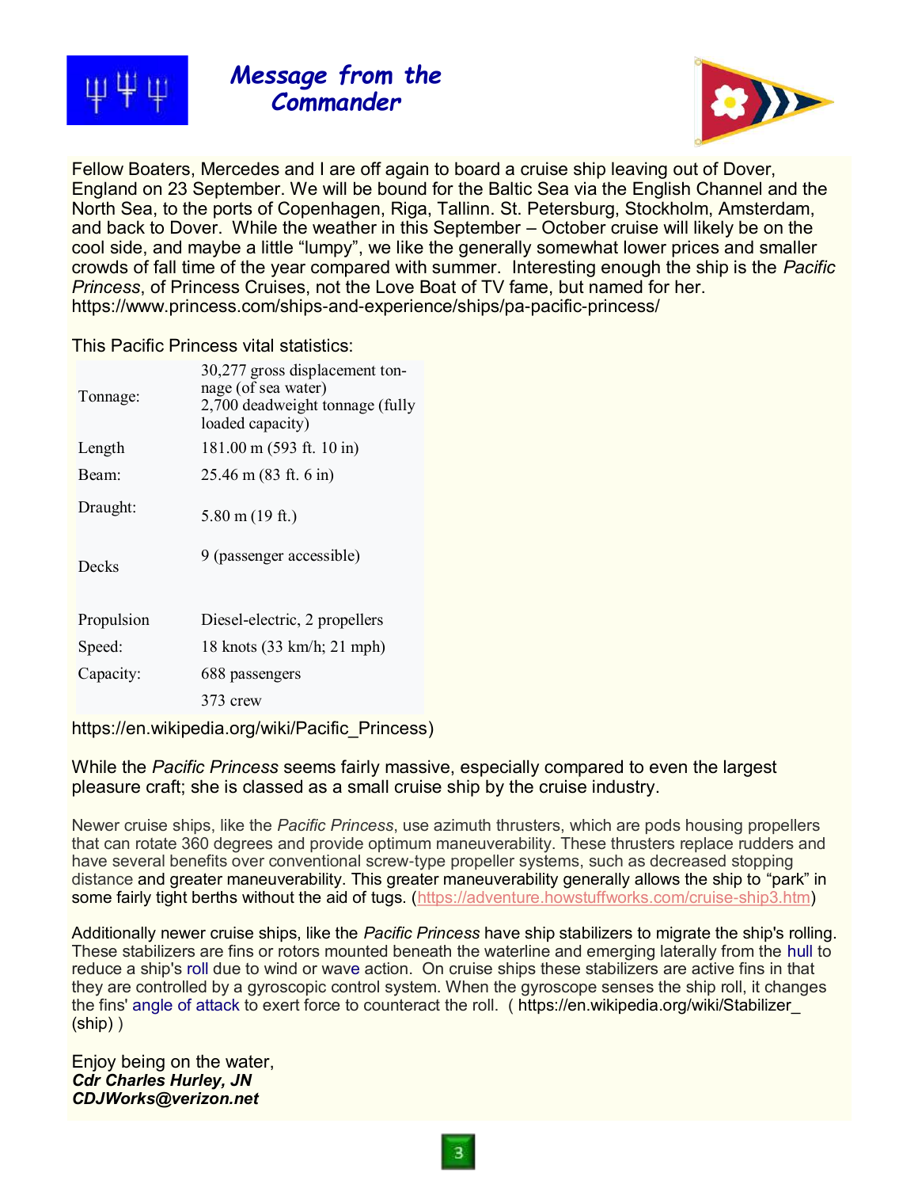# Message from the Commander

Fellow Boaters, Mercedes and I are off again to board a cruise ship leaving out of Dover, England on 23 September. We will be bound for the Baltic Sea via the English Channel and the North Sea, to the ports of Copenhagen, Riga, Tallinn. St. Petersburg, Stockholm, Amsterdam, and back to Dover. While the weather in this September – October cruise will likely be on the cool side, and maybe a little "lumpy", we like the generally somewhat lower prices and smaller crowds of fall time of the year compared with summer. Interesting enough the ship is the *Pacific Princess*, of Princess Cruises, not the Love Boat of TV fame, but named for her. https://www.princess.com/ships-and-experience/ships/pa-pacific-princess/

This Pacific Princess vital statistics:

| | |
|---|---|
| Tonnage: | 30,277 gross displacement tonnage (of sea water)<br>2,700 deadweight tonnage (fully loaded capacity) |
| Length | 181.00 m (593 ft. 10 in) |
| Beam: | 25.46 m (83 ft. 6 in) |
| Draught: | 5.80 m (19 ft.) |
| Decks | 9 (passenger accessible) |
| Propulsion | Diesel-electric, 2 propellers |
| Speed: | 18 knots (33 km/h; 21 mph) |
| Capacity: | 688 passengers |
| | 373 crew |

https://en.wikipedia.org/wiki/Pacific_Princess)

While the *Pacific Princess* seems fairly massive, especially compared to even the largest pleasure craft; she is classed as a small cruise ship by the cruise industry.

Newer cruise ships, like the *Pacific Princess*, use azimuth thrusters, which are pods housing propellers that can rotate 360 degrees and provide optimum maneuverability. These thrusters replace rudders and have several benefits over conventional screw-type propeller systems, such as decreased stopping distance and greater maneuverability. This greater maneuverability generally allows the ship to "park" in some fairly tight berths without the aid of tugs. (https://adventure.howstuffworks.com/cruise-ship3.htm)

Additionally newer cruise ships, like the *Pacific Princess* have ship stabilizers to migrate the ship's rolling. These stabilizers are fins or rotors mounted beneath the waterline and emerging laterally from the hull to reduce a ship's roll due to wind or wave action. On cruise ships these stabilizers are active fins in that they are controlled by a gyroscopic control system. When the gyroscope senses the ship roll, it changes the fins' angle of attack to exert force to counteract the roll. ( https://en.wikipedia.org/wiki/Stabilizer_(ship) )

Enjoy being on the water,
***Cdr Charles Hurley, JN***
***CDJWorks@verizon.net***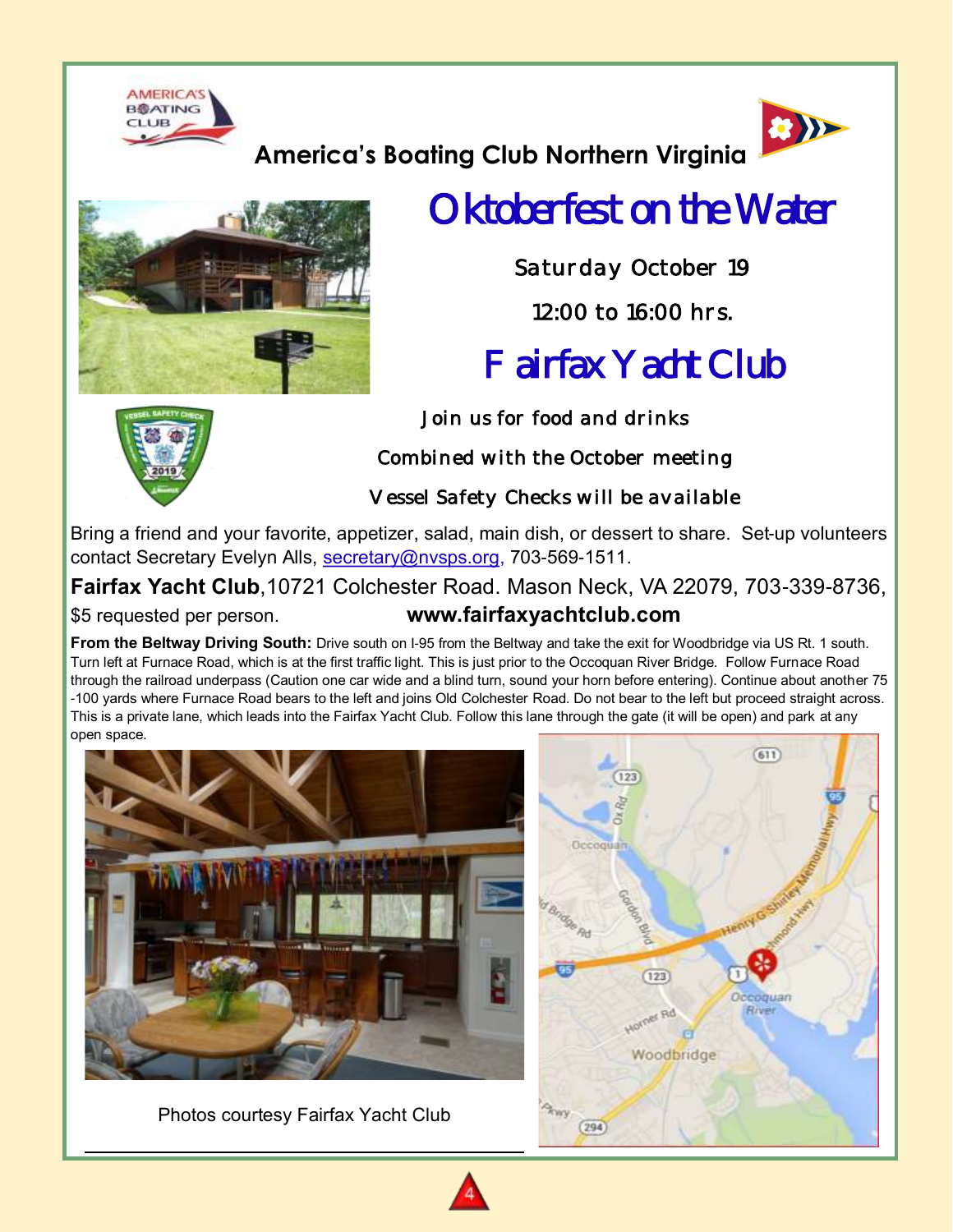America's Boating Club Northern Virginia

# Oktoberfest on the Water

Saturday October 19

12:00 to 16:00 hrs.

## Fairfax Yacht Club

Join us for food and drinks

Combined with the October meeting

Vessel Safety Checks will be available

Bring a friend and your favorite, appetizer, salad, main dish, or dessert to share. Set-up volunteers contact Secretary Evelyn Alls, secretary@nvsps.org, 703-569-1511.

**Fairfax Yacht Club**,10721 Colchester Road. Mason Neck, VA 22079, 703-339-8736, $5 requested per person. **www.fairfaxyachtclub.com**

**From the Beltway Driving South:** Drive south on I-95 from the Beltway and take the exit for Woodbridge via US Rt. 1 south. Turn left at Furnace Road, which is at the first traffic light. This is just prior to the Occoquan River Bridge. Follow Furnace Road through the railroad underpass (Caution one car wide and a blind turn, sound your horn before entering). Continue about another 75 -100 yards where Furnace Road bears to the left and joins Old Colchester Road. Do not bear to the left but proceed straight across. This is a private lane, which leads into the Fairfax Yacht Club. Follow this lane through the gate (it will be open) and park at any open space.

Photos courtesy Fairfax Yacht Club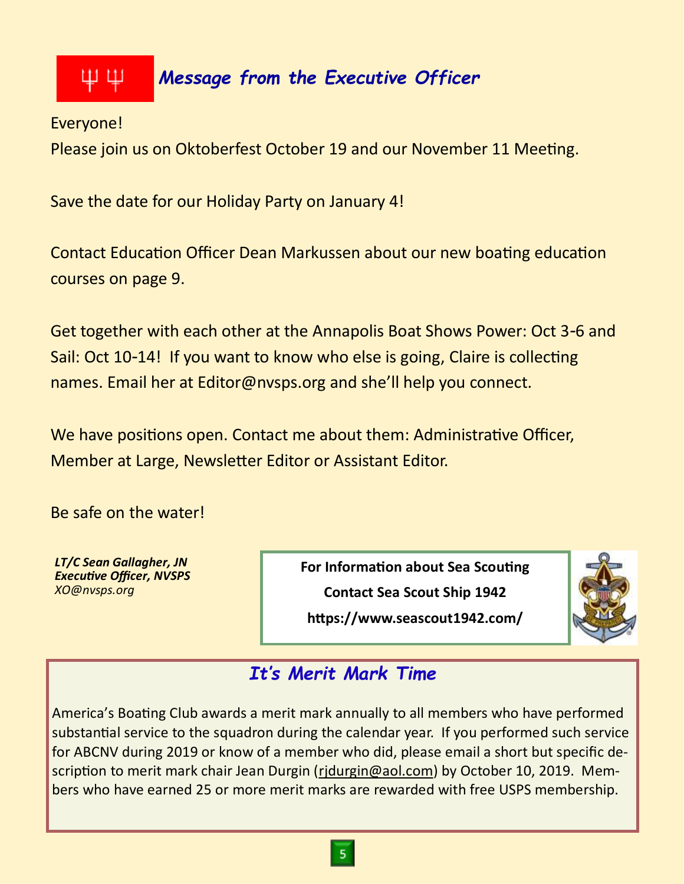## ΨΨ *Message from the Executive Officer*

Everyone!

Please join us on Oktoberfest October 19 and our November 11 Meeting.

Save the date for our Holiday Party on January 4!

Contact Education Officer Dean Markussen about our new boating education courses on page 9.

Get together with each other at the Annapolis Boat Shows Power: Oct 3-6 and Sail: Oct 10-14! If you want to know who else is going, Claire is collecting names. Email her at Editor@nvsps.org and she'll help you connect.

We have positions open. Contact me about them: Administrative Officer, Member at Large, Newsletter Editor or Assistant Editor.

Be safe on the water!

***LT/C Sean Gallagher, JN***
***Executive Officer, NVSPS***
*XO@nvsps.org*

**For Information about Sea Scouting**

**Contact Sea Scout Ship 1942**

**https://www.seascout1942.com/**

## *It's Merit Mark Time*

America's Boating Club awards a merit mark annually to all members who have performed substantial service to the squadron during the calendar year. If you performed such service for ABCNV during 2019 or know of a member who did, please email a short but specific description to merit mark chair Jean Durgin (rjdurgin@aol.com) by October 10, 2019. Members who have earned 25 or more merit marks are rewarded with free USPS membership.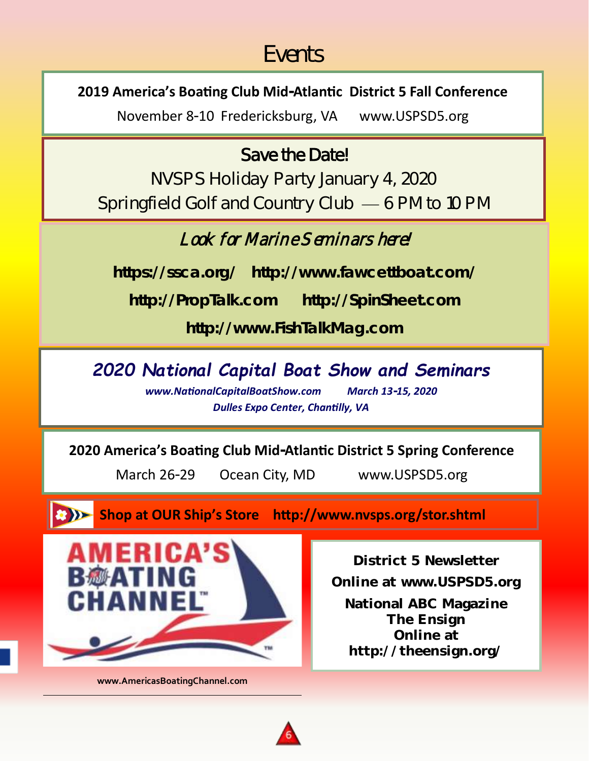# Events

**2019 America's Boating Club Mid-Atlantic District 5 Fall Conference**

November 8-10 Fredericksburg, VA www.USPSD5.org

## Save the Date!

NVSPS Holiday Party January 4, 2020

Springfield Golf and Country Club — 6 PM to 10 PM

## *Look for Marine Seminars here!*

**https://ssca.org/** **http://www.fawcettboat.com/**

**http://PropTalk.com** **http://SpinSheet.com**

**http://www.FishTalkMag.com**

## *2020 National Capital Boat Show and Seminars*

***www.NationalCapitalBoatShow.com*** ***March 13-15, 2020***

***Dulles Expo Center, Chantilly, VA***

**2020 America's Boating Club Mid-Atlantic District 5 Spring Conference**

March 26-29 Ocean City, MD www.USPSD5.org

**Shop at OUR Ship's Store http://www.nvsps.org/stor.shtml**

AMERICA'S BOATING CHANNEL™

**www.AmericasBoatingChannel.com**

**District 5 Newsletter**

**Online at www.USPSD5.org**

**National ABC Magazine**
**The Ensign**
**Online at**
**http://theensign.org/**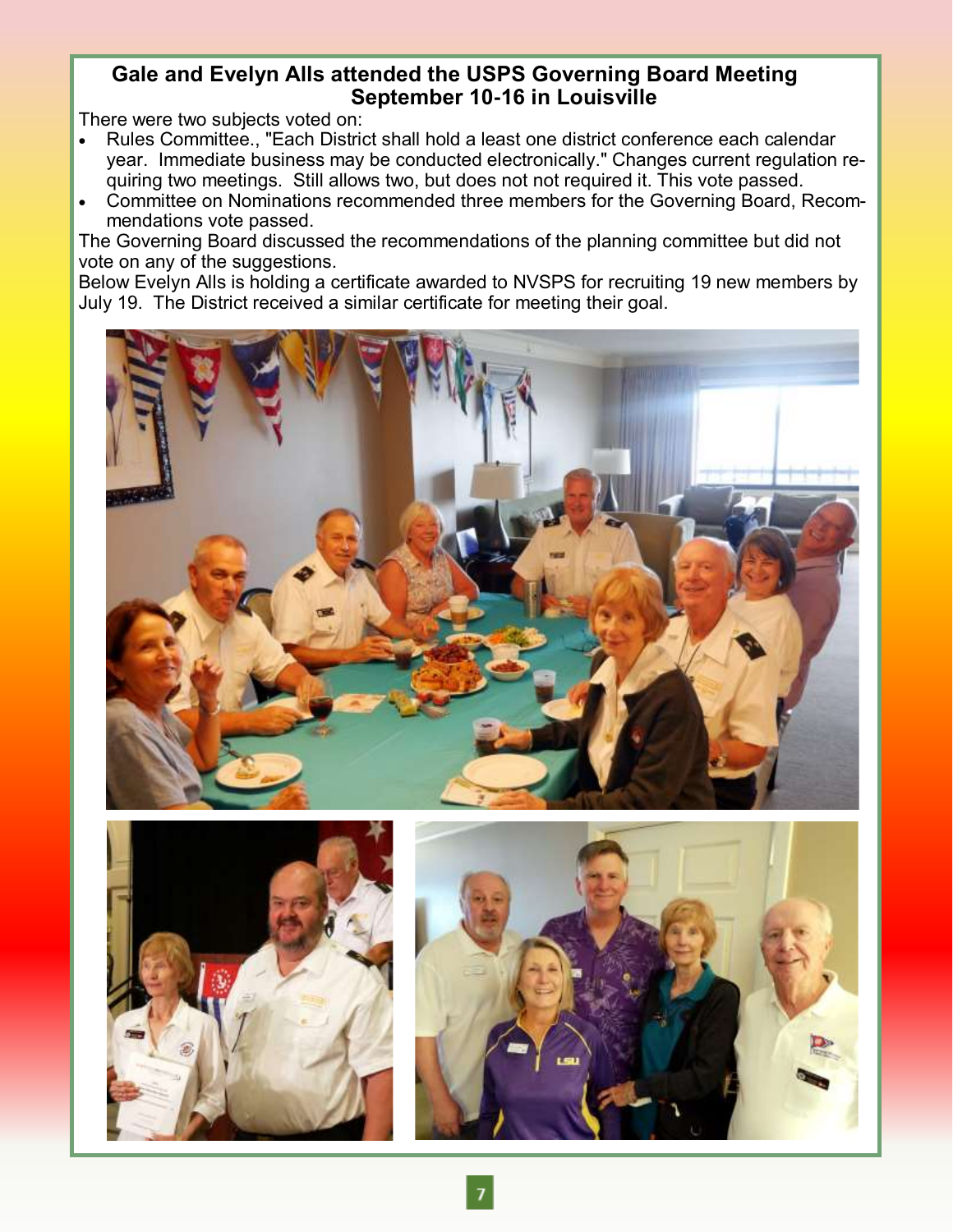## Gale and Evelyn Alls attended the USPS Governing Board Meeting September 10-16 in Louisville

There were two subjects voted on:

- Rules Committee., "Each District shall hold a least one district conference each calendar year. Immediate business may be conducted electronically." Changes current regulation requiring two meetings. Still allows two, but does not not required it. This vote passed.
- Committee on Nominations recommended three members for the Governing Board, Recommendations vote passed.

The Governing Board discussed the recommendations of the planning committee but did not vote on any of the suggestions.

Below Evelyn Alls is holding a certificate awarded to NVSPS for recruiting 19 new members by July 19. The District received a similar certificate for meeting their goal.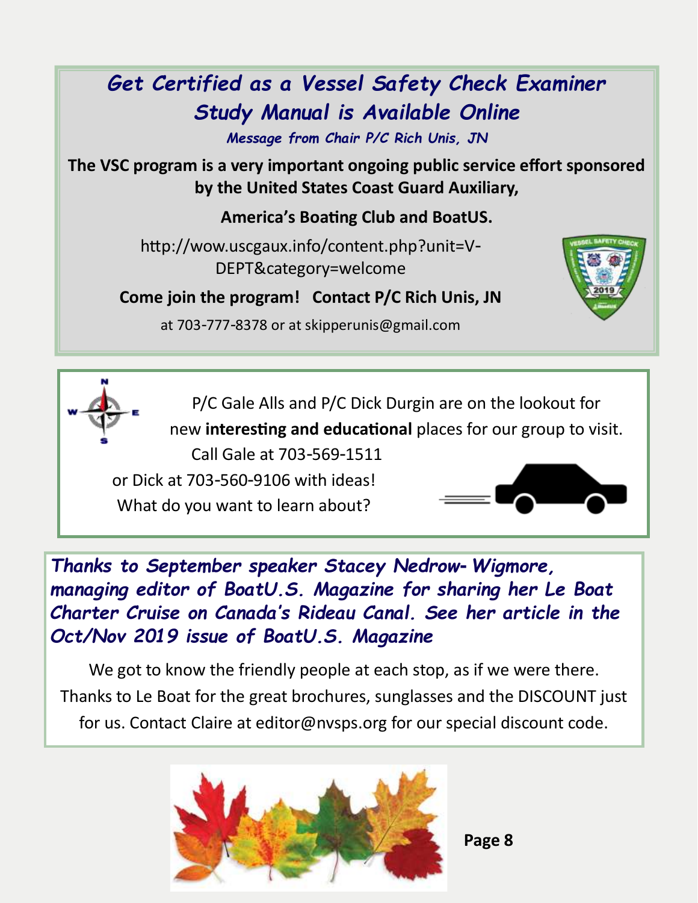## Get Certified as a Vessel Safety Check Examiner
## Study Manual is Available Online

***Message from Chair P/C Rich Unis, JN***

**The VSC program is a very important ongoing public service effort sponsored by the United States Coast Guard Auxiliary,**

**America's Boating Club and BoatUS.**

http://wow.uscgaux.info/content.php?unit=V-DEPT&category=welcome

**Come join the program! Contact P/C Rich Unis, JN**

at 703-777-8378 or at skipperunis@gmail.com

P/C Gale Alls and P/C Dick Durgin are on the lookout for new **interesting and educational** places for our group to visit. Call Gale at 703-569-1511 or Dick at 703-560-9106 with ideas! What do you want to learn about?

***Thanks to September speaker Stacey Nedrow- Wigmore, managing editor of BoatU.S. Magazine for sharing her Le Boat Charter Cruise on Canada's Rideau Canal. See her article in the Oct/Nov 2019 issue of BoatU.S. Magazine***

We got to know the friendly people at each stop, as if we were there. Thanks to Le Boat for the great brochures, sunglasses and the DISCOUNT just for us. Contact Claire at editor@nvsps.org for our special discount code.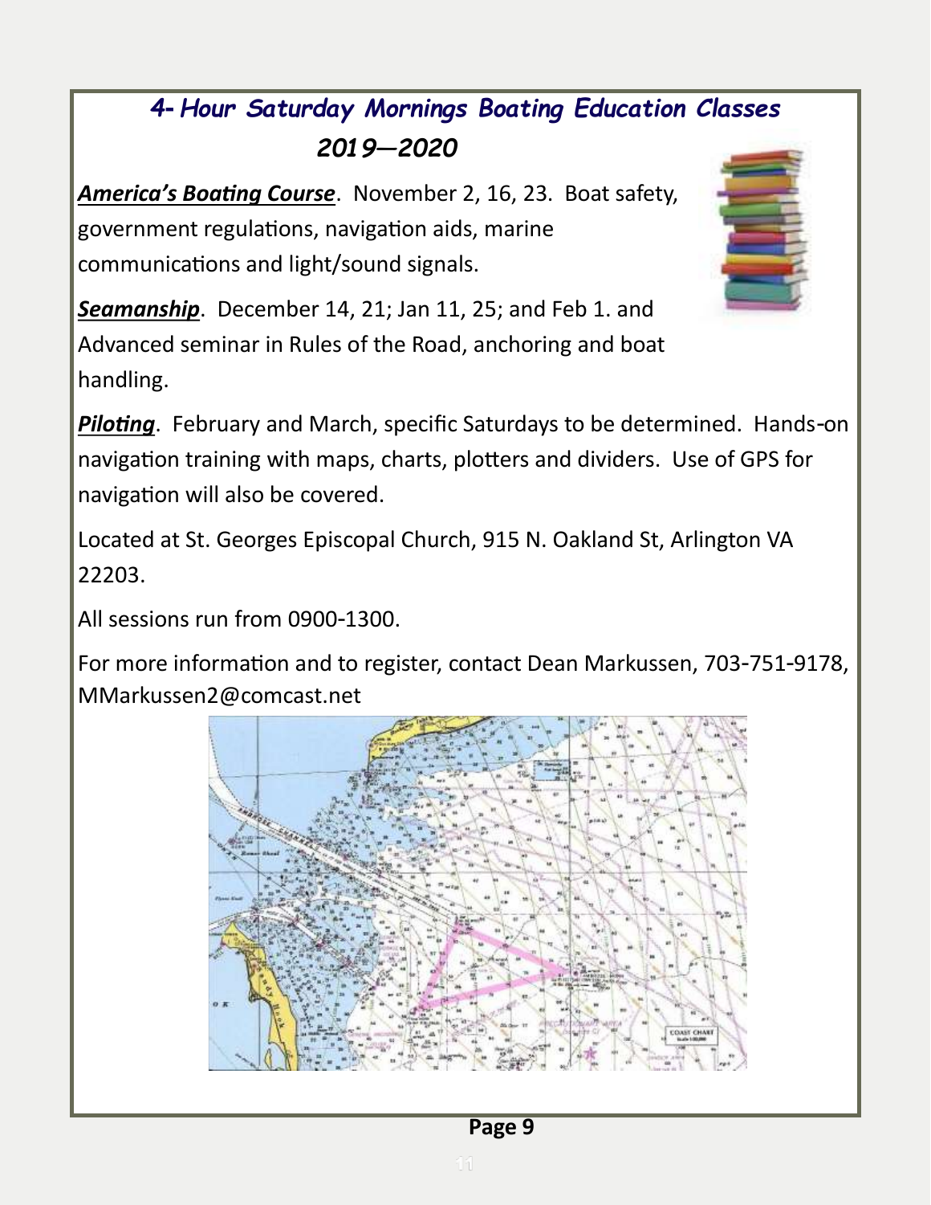# *4- Hour Saturday Mornings Boating Education Classes 2019—2020*

***America's Boating Course***. November 2, 16, 23. Boat safety, government regulations, navigation aids, marine communications and light/sound signals.

***Seamanship***. December 14, 21; Jan 11, 25; and Feb 1. and Advanced seminar in Rules of the Road, anchoring and boat handling.

***Piloting***. February and March, specific Saturdays to be determined. Hands-on navigation training with maps, charts, plotters and dividers. Use of GPS for navigation will also be covered.

Located at St. Georges Episcopal Church, 915 N. Oakland St, Arlington VA 22203.

All sessions run from 0900-1300.

For more information and to register, contact Dean Markussen, 703-751-9178, MMarkussen2@comcast.net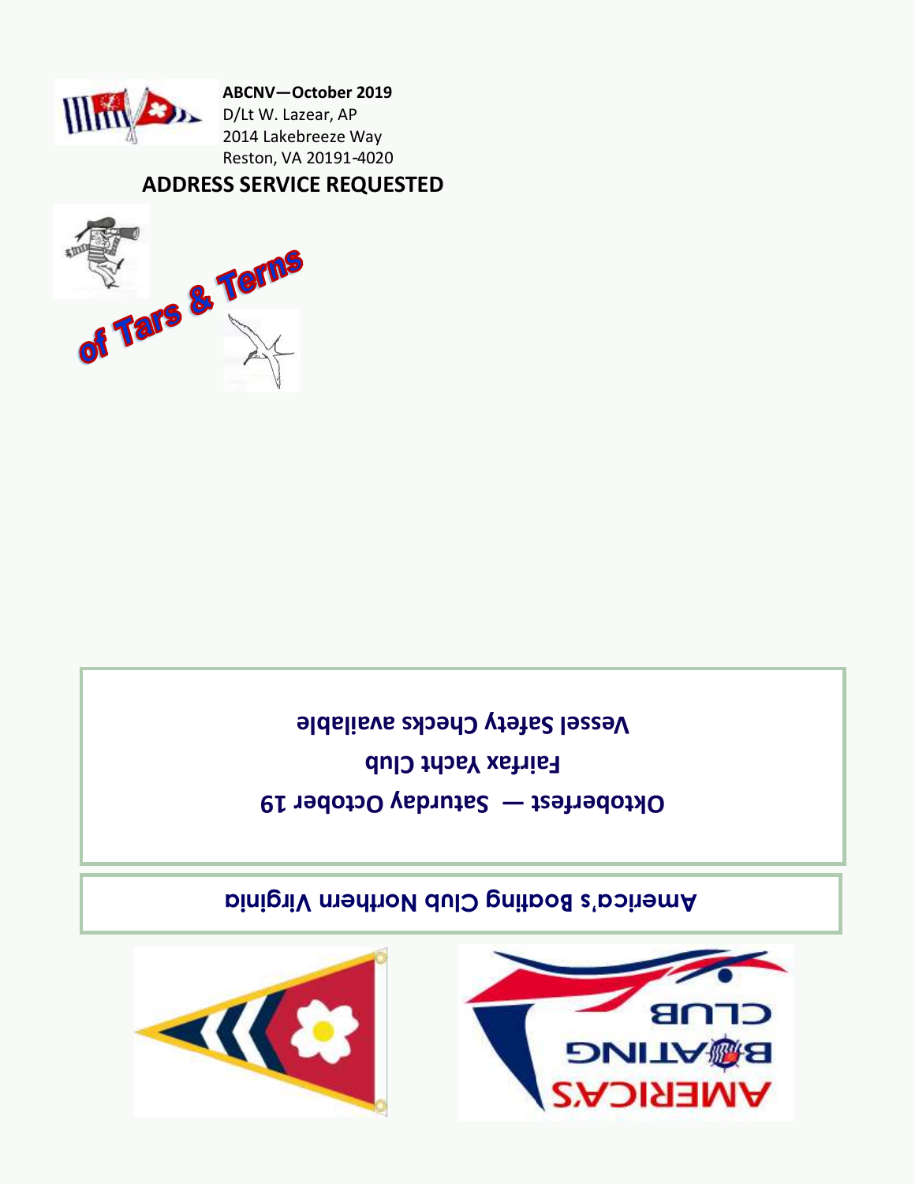**ABCNV—October 2019**
D/Lt W. Lazear, AP
2014 Lakebreeze Way
Reston, VA 20191-4020

**ADDRESS SERVICE REQUESTED**

of Tars & Terns

**Oktoberfest — Saturday October 19**

**Fairfax Yacht Club**

**Vessel Safety Checks available**

**America's Boating Club Northern Virginia**

AMERICA'S BOATING CLUB